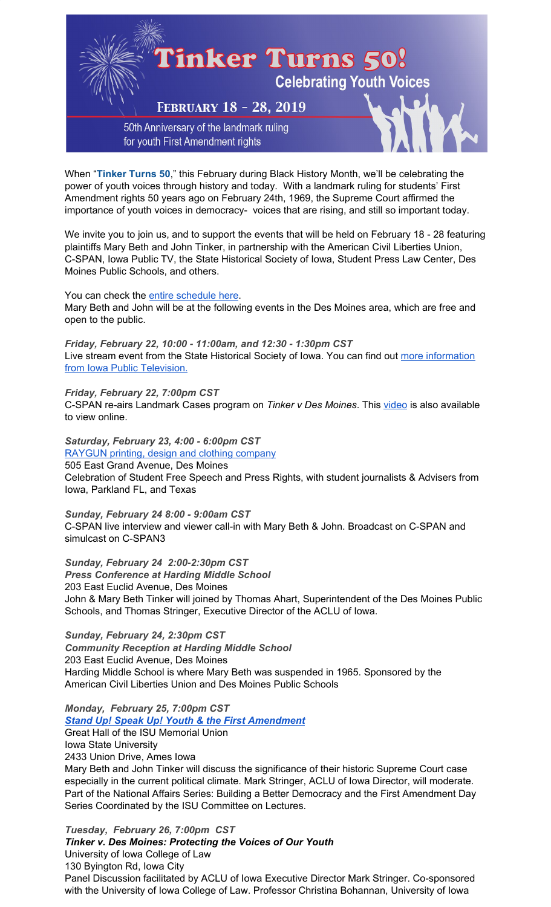# Tinker Turns 50!

## Celebrating Youth Voices

### February 18 – 28, 2019

50th Anniversary of the landmark ruling for youth First Amendment rights

When "**Tinker Turns 50**," this February during Black History Month, we'll be celebrating the power of youth voices through history and today. With a landmark ruling for students' First Amendment rights 50 years ago on February 24th, 1969, the Supreme Court affirmed the importance of youth voices in democracy- voices that are rising, and still so important today.

We invite you to join us, and to support the events that will be held on February 18 - 28 featuring plaintiffs Mary Beth and John Tinker, in partnership with the American Civil Liberties Union, C-SPAN, Iowa Public TV, the State Historical Society of Iowa, Student Press Law Center, Des Moines Public Schools, and others.

You can check the entire schedule here.
Mary Beth and John will be at the following events in the Des Moines area, which are free and open to the public.

***Friday, February 22, 10:00 - 11:00am, and 12:30 - 1:30pm CST***
Live stream event from the State Historical Society of Iowa. You can find out more information from Iowa Public Television.

***Friday, February 22, 7:00pm CST***
C-SPAN re-airs Landmark Cases program on *Tinker v Des Moines*. This video is also available to view online.

***Saturday, February 23, 4:00 - 6:00pm CST***
RAYGUN printing, design and clothing company
505 East Grand Avenue, Des Moines
Celebration of Student Free Speech and Press Rights, with student journalists & Advisers from Iowa, Parkland FL, and Texas

***Sunday, February 24 8:00 - 9:00am CST***
C-SPAN live interview and viewer call-in with Mary Beth & John. Broadcast on C-SPAN and simulcast on C-SPAN3

***Sunday, February 24 2:00-2:30pm CST***
***Press Conference at Harding Middle School***
203 East Euclid Avenue, Des Moines
John & Mary Beth Tinker will joined by Thomas Ahart, Superintendent of the Des Moines Public Schools, and Thomas Stringer, Executive Director of the ACLU of Iowa.

***Sunday, February 24, 2:30pm CST***
***Community Reception at Harding Middle School***
203 East Euclid Avenue, Des Moines
Harding Middle School is where Mary Beth was suspended in 1965. Sponsored by the American Civil Liberties Union and Des Moines Public Schools

***Monday, February 25, 7:00pm CST***
***Stand Up! Speak Up! Youth & the First Amendment***
Great Hall of the ISU Memorial Union
Iowa State University
2433 Union Drive, Ames Iowa
Mary Beth and John Tinker will discuss the significance of their historic Supreme Court case especially in the current political climate. Mark Stringer, ACLU of Iowa Director, will moderate. Part of the National Affairs Series: Building a Better Democracy and the First Amendment Day Series Coordinated by the ISU Committee on Lectures.

***Tuesday, February 26, 7:00pm CST***
***Tinker v. Des Moines: Protecting the Voices of Our Youth***
University of Iowa College of Law
130 Byington Rd, Iowa City
Panel Discussion facilitated by ACLU of Iowa Executive Director Mark Stringer. Co-sponsored with the University of Iowa College of Law. Professor Christina Bohannan, University of Iowa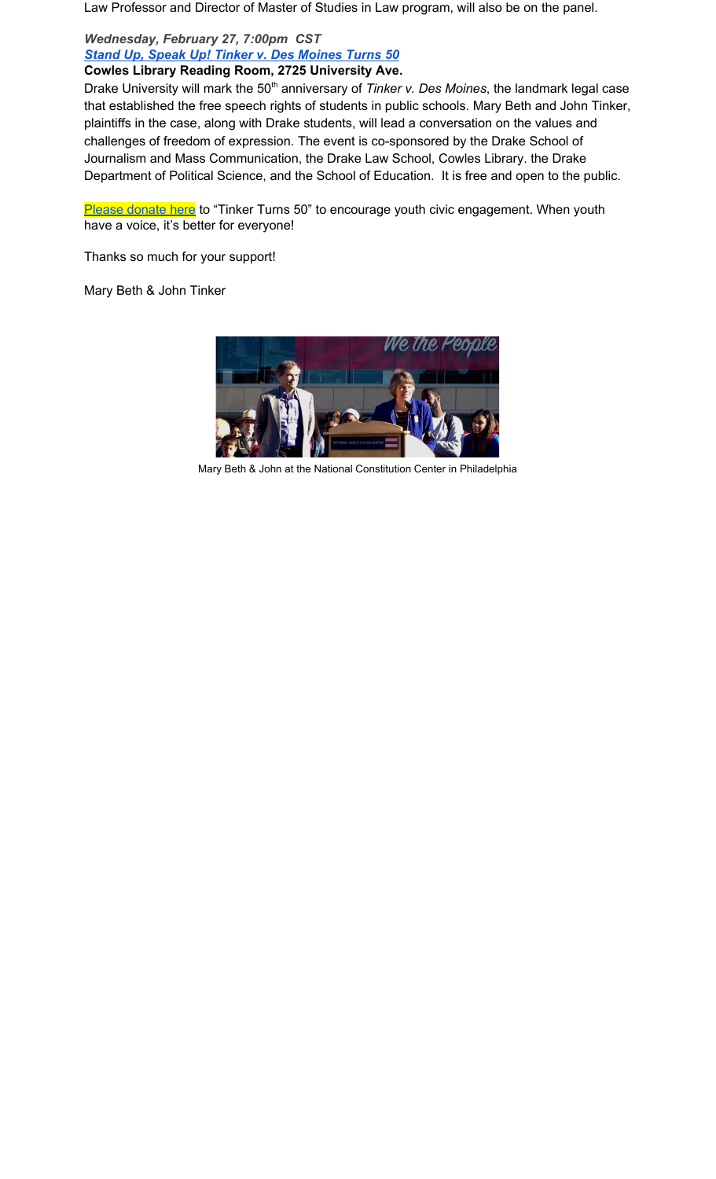Law Professor and Director of Master of Studies in Law program, will also be on the panel.

***Wednesday, February 27, 7:00pm CST***
***Stand Up, Speak Up! Tinker v. Des Moines Turns 50***
**Cowles Library Reading Room, 2725 University Ave.**
Drake University will mark the 50th anniversary of *Tinker v. Des Moines*, the landmark legal case that established the free speech rights of students in public schools. Mary Beth and John Tinker, plaintiffs in the case, along with Drake students, will lead a conversation on the values and challenges of freedom of expression. The event is co-sponsored by the Drake School of Journalism and Mass Communication, the Drake Law School, Cowles Library. the Drake Department of Political Science, and the School of Education. It is free and open to the public.

Please donate here to "Tinker Turns 50" to encourage youth civic engagement. When youth have a voice, it's better for everyone!

Thanks so much for your support!

Mary Beth & John Tinker

Mary Beth & John at the National Constitution Center in Philadelphia